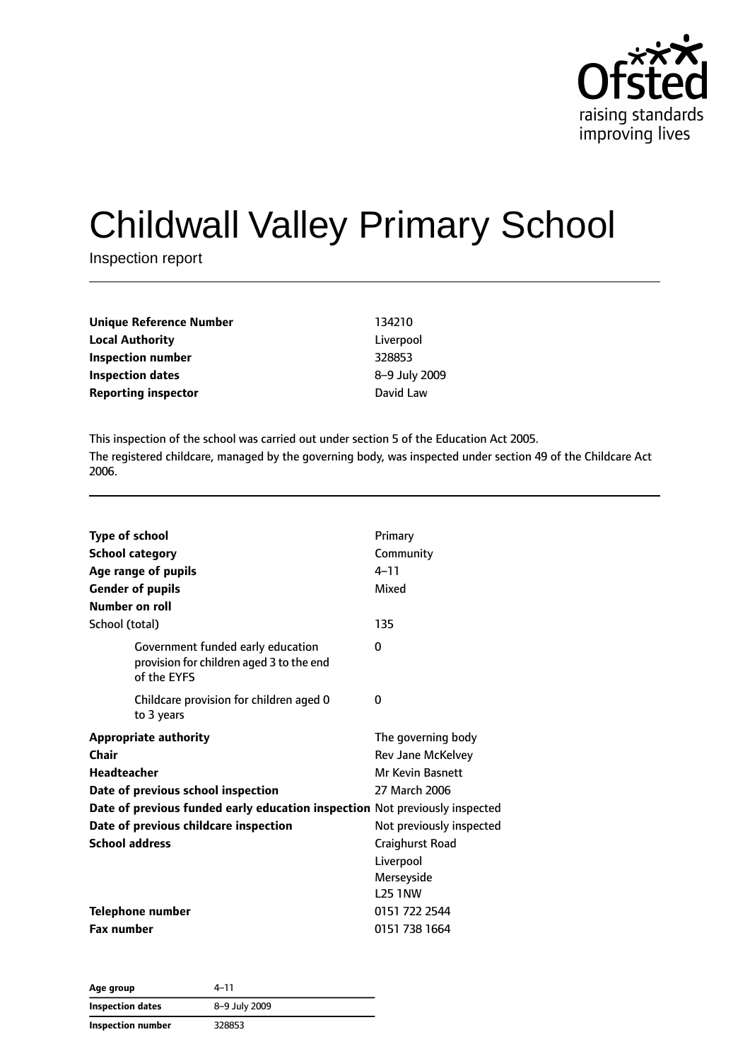# Childwall Valley Primary School

Inspection report

| | |
|---|---|
| **Unique Reference Number** | 134210 |
| **Local Authority** | Liverpool |
| **Inspection number** | 328853 |
| **Inspection dates** | 8–9 July 2009 |
| **Reporting inspector** | David Law |

This inspection of the school was carried out under section 5 of the Education Act 2005.

The registered childcare, managed by the governing body, was inspected under section 49 of the Childcare Act 2006.

| | |
|---|---|
| **Type of school** | Primary |
| **School category** | Community |
| **Age range of pupils** | 4–11 |
| **Gender of pupils** | Mixed |
| **Number on roll** | |
| School (total) | 135 |
| Government funded early education provision for children aged 3 to the end of the EYFS | 0 |
| Childcare provision for children aged 0 to 3 years | 0 |
| **Appropriate authority** | The governing body |
| **Chair** | Rev Jane McKelvey |
| **Headteacher** | Mr Kevin Basnett |
| **Date of previous school inspection** | 27 March 2006 |
| **Date of previous funded early education inspection** | Not previously inspected |
| **Date of previous childcare inspection** | Not previously inspected |
| **School address** | Craighurst Road<br>Liverpool<br>Merseyside<br>L25 1NW |
| **Telephone number** | 0151 722 2544 |
| **Fax number** | 0151 738 1664 |

| | |
|---|---|
| **Age group** | 4–11 |
| **Inspection dates** | 8–9 July 2009 |
| **Inspection number** | 328853 |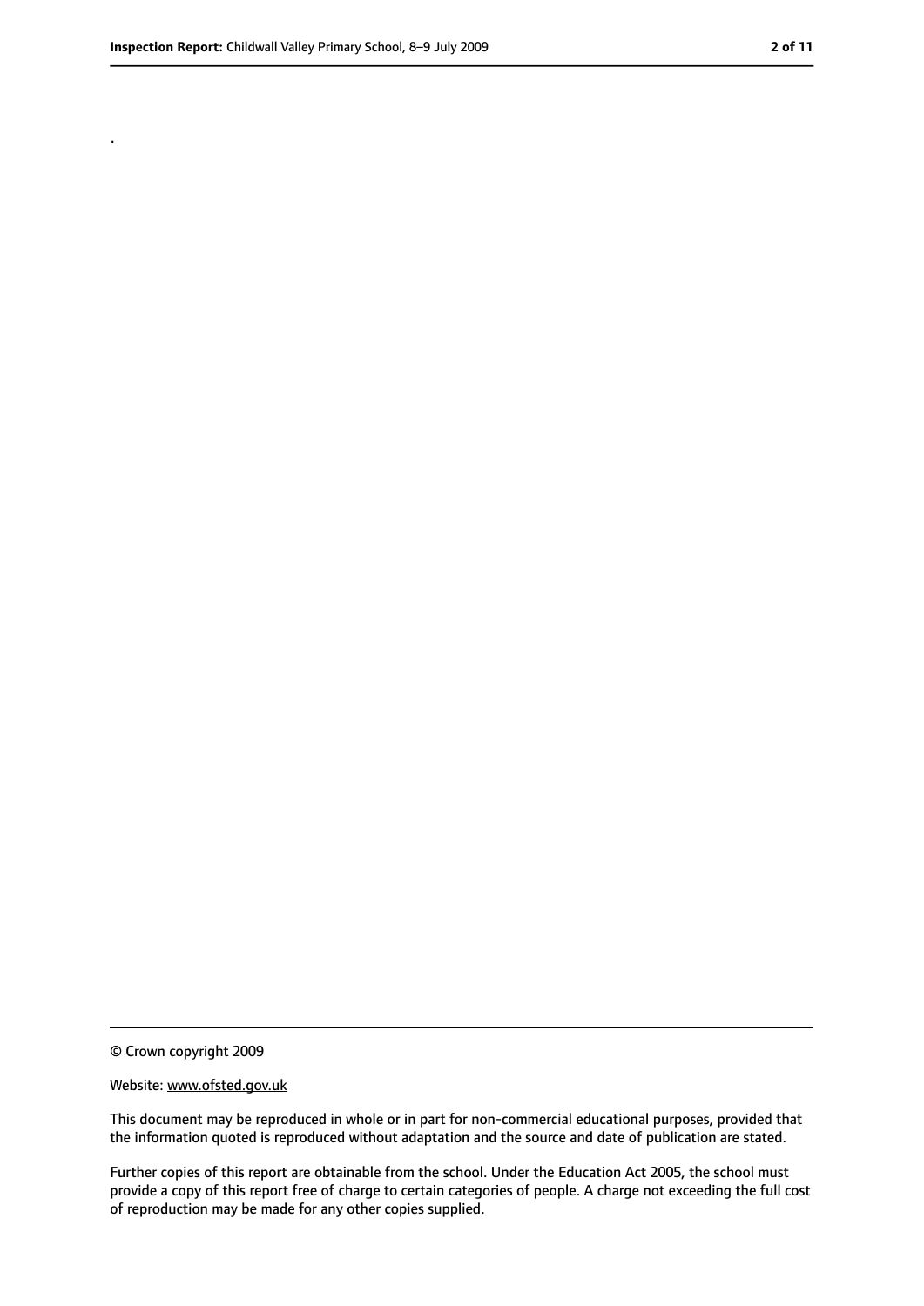.

© Crown copyright 2009

Website: www.ofsted.gov.uk

This document may be reproduced in whole or in part for non-commercial educational purposes, provided that the information quoted is reproduced without adaptation and the source and date of publication are stated.

Further copies of this report are obtainable from the school. Under the Education Act 2005, the school must provide a copy of this report free of charge to certain categories of people. A charge not exceeding the full cost of reproduction may be made for any other copies supplied.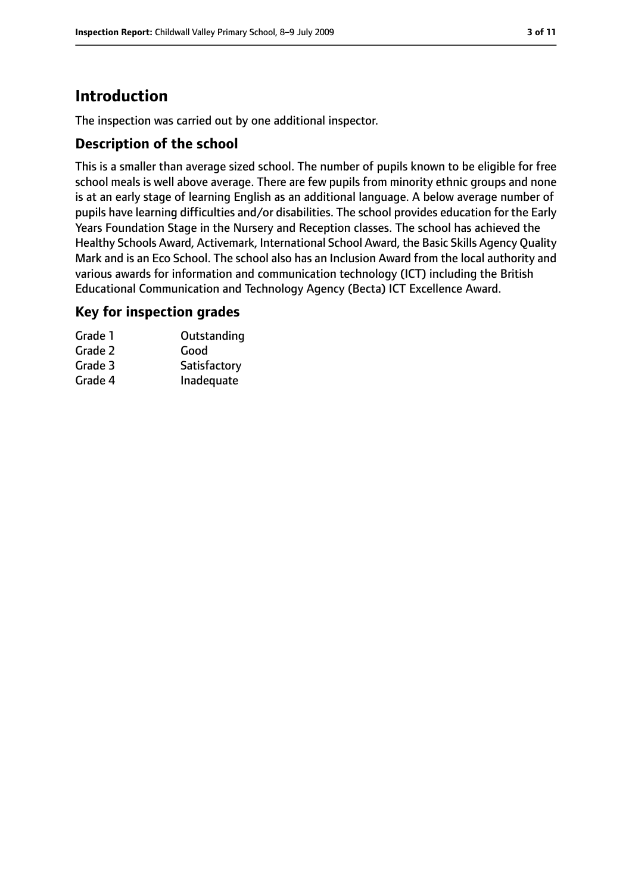# Introduction

The inspection was carried out by one additional inspector.

## Description of the school

This is a smaller than average sized school. The number of pupils known to be eligible for free school meals is well above average. There are few pupils from minority ethnic groups and none is at an early stage of learning English as an additional language. A below average number of pupils have learning difficulties and/or disabilities. The school provides education for the Early Years Foundation Stage in the Nursery and Reception classes. The school has achieved the Healthy Schools Award, Activemark, International School Award, the Basic Skills Agency Quality Mark and is an Eco School. The school also has an Inclusion Award from the local authority and various awards for information and communication technology (ICT) including the British Educational Communication and Technology Agency (Becta) ICT Excellence Award.

## Key for inspection grades

| | |
|---|---|
| Grade 1 | Outstanding |
| Grade 2 | Good |
| Grade 3 | Satisfactory |
| Grade 4 | Inadequate |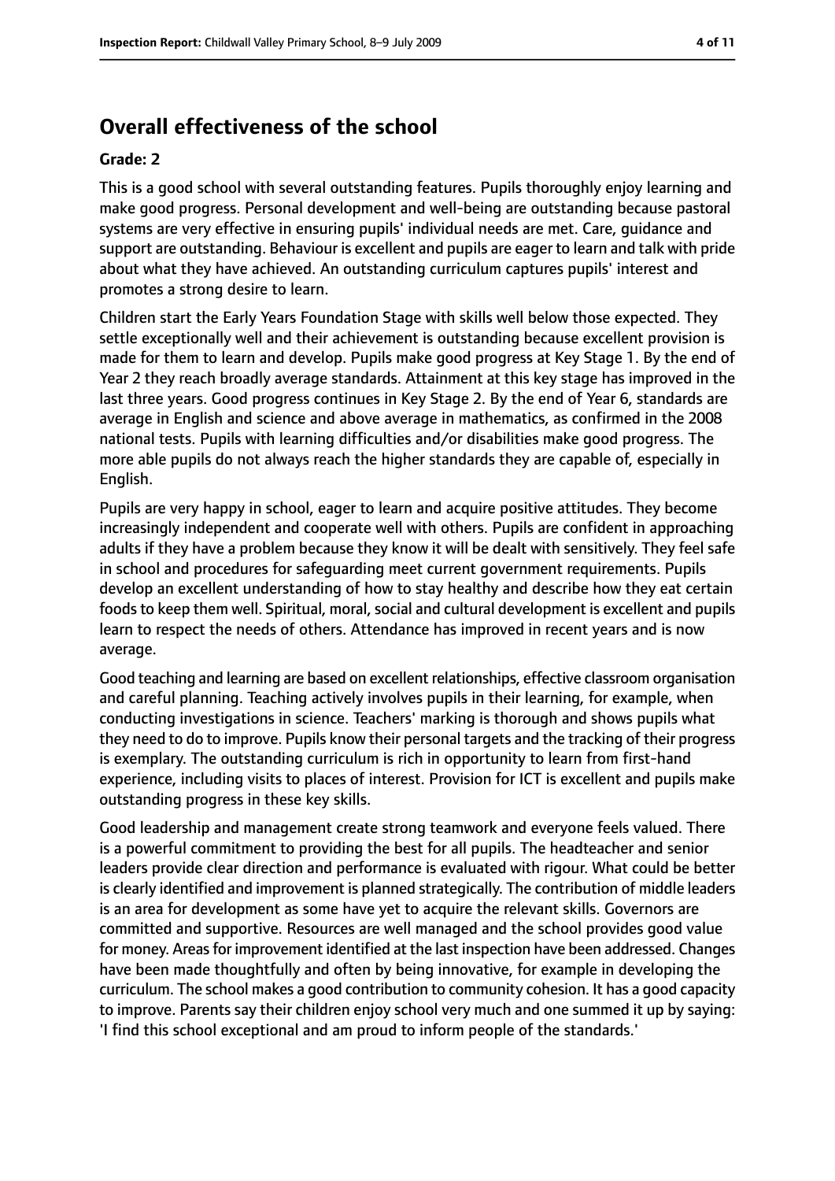## Overall effectiveness of the school

**Grade: 2**

This is a good school with several outstanding features. Pupils thoroughly enjoy learning and make good progress. Personal development and well-being are outstanding because pastoral systems are very effective in ensuring pupils' individual needs are met. Care, guidance and support are outstanding. Behaviour is excellent and pupils are eager to learn and talk with pride about what they have achieved. An outstanding curriculum captures pupils' interest and promotes a strong desire to learn.

Children start the Early Years Foundation Stage with skills well below those expected. They settle exceptionally well and their achievement is outstanding because excellent provision is made for them to learn and develop. Pupils make good progress at Key Stage 1. By the end of Year 2 they reach broadly average standards. Attainment at this key stage has improved in the last three years. Good progress continues in Key Stage 2. By the end of Year 6, standards are average in English and science and above average in mathematics, as confirmed in the 2008 national tests. Pupils with learning difficulties and/or disabilities make good progress. The more able pupils do not always reach the higher standards they are capable of, especially in English.

Pupils are very happy in school, eager to learn and acquire positive attitudes. They become increasingly independent and cooperate well with others. Pupils are confident in approaching adults if they have a problem because they know it will be dealt with sensitively. They feel safe in school and procedures for safeguarding meet current government requirements. Pupils develop an excellent understanding of how to stay healthy and describe how they eat certain foods to keep them well. Spiritual, moral, social and cultural development is excellent and pupils learn to respect the needs of others. Attendance has improved in recent years and is now average.

Good teaching and learning are based on excellent relationships, effective classroom organisation and careful planning. Teaching actively involves pupils in their learning, for example, when conducting investigations in science. Teachers' marking is thorough and shows pupils what they need to do to improve. Pupils know their personal targets and the tracking of their progress is exemplary. The outstanding curriculum is rich in opportunity to learn from first-hand experience, including visits to places of interest. Provision for ICT is excellent and pupils make outstanding progress in these key skills.

Good leadership and management create strong teamwork and everyone feels valued. There is a powerful commitment to providing the best for all pupils. The headteacher and senior leaders provide clear direction and performance is evaluated with rigour. What could be better is clearly identified and improvement is planned strategically. The contribution of middle leaders is an area for development as some have yet to acquire the relevant skills. Governors are committed and supportive. Resources are well managed and the school provides good value for money. Areas for improvement identified at the last inspection have been addressed. Changes have been made thoughtfully and often by being innovative, for example in developing the curriculum. The school makes a good contribution to community cohesion. It has a good capacity to improve. Parents say their children enjoy school very much and one summed it up by saying: 'I find this school exceptional and am proud to inform people of the standards.'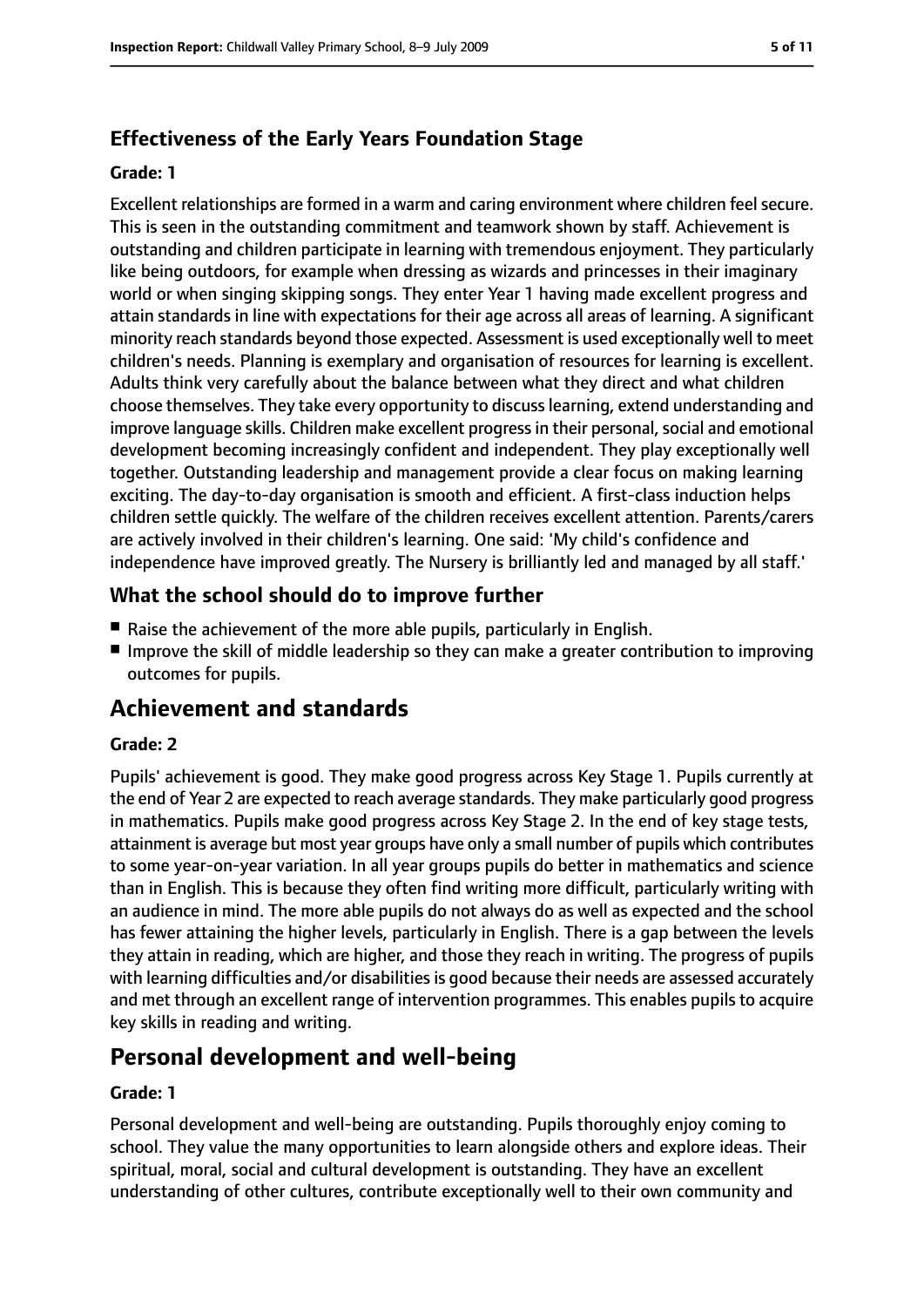### Effectiveness of the Early Years Foundation Stage

#### Grade: 1

Excellent relationships are formed in a warm and caring environment where children feel secure. This is seen in the outstanding commitment and teamwork shown by staff. Achievement is outstanding and children participate in learning with tremendous enjoyment. They particularly like being outdoors, for example when dressing as wizards and princesses in their imaginary world or when singing skipping songs. They enter Year 1 having made excellent progress and attain standards in line with expectations for their age across all areas of learning. A significant minority reach standards beyond those expected. Assessment is used exceptionally well to meet children's needs. Planning is exemplary and organisation of resources for learning is excellent. Adults think very carefully about the balance between what they direct and what children choose themselves. They take every opportunity to discuss learning, extend understanding and improve language skills. Children make excellent progress in their personal, social and emotional development becoming increasingly confident and independent. They play exceptionally well together. Outstanding leadership and management provide a clear focus on making learning exciting. The day-to-day organisation is smooth and efficient. A first-class induction helps children settle quickly. The welfare of the children receives excellent attention. Parents/carers are actively involved in their children's learning. One said: 'My child's confidence and independence have improved greatly. The Nursery is brilliantly led and managed by all staff.'

### What the school should do to improve further

- Raise the achievement of the more able pupils, particularly in English.
- Improve the skill of middle leadership so they can make a greater contribution to improving outcomes for pupils.

## Achievement and standards

#### Grade: 2

Pupils' achievement is good. They make good progress across Key Stage 1. Pupils currently at the end of Year 2 are expected to reach average standards. They make particularly good progress in mathematics. Pupils make good progress across Key Stage 2. In the end of key stage tests, attainment is average but most year groups have only a small number of pupils which contributes to some year-on-year variation. In all year groups pupils do better in mathematics and science than in English. This is because they often find writing more difficult, particularly writing with an audience in mind. The more able pupils do not always do as well as expected and the school has fewer attaining the higher levels, particularly in English. There is a gap between the levels they attain in reading, which are higher, and those they reach in writing. The progress of pupils with learning difficulties and/or disabilities is good because their needs are assessed accurately and met through an excellent range of intervention programmes. This enables pupils to acquire key skills in reading and writing.

## Personal development and well-being

#### Grade: 1

Personal development and well-being are outstanding. Pupils thoroughly enjoy coming to school. They value the many opportunities to learn alongside others and explore ideas. Their spiritual, moral, social and cultural development is outstanding. They have an excellent understanding of other cultures, contribute exceptionally well to their own community and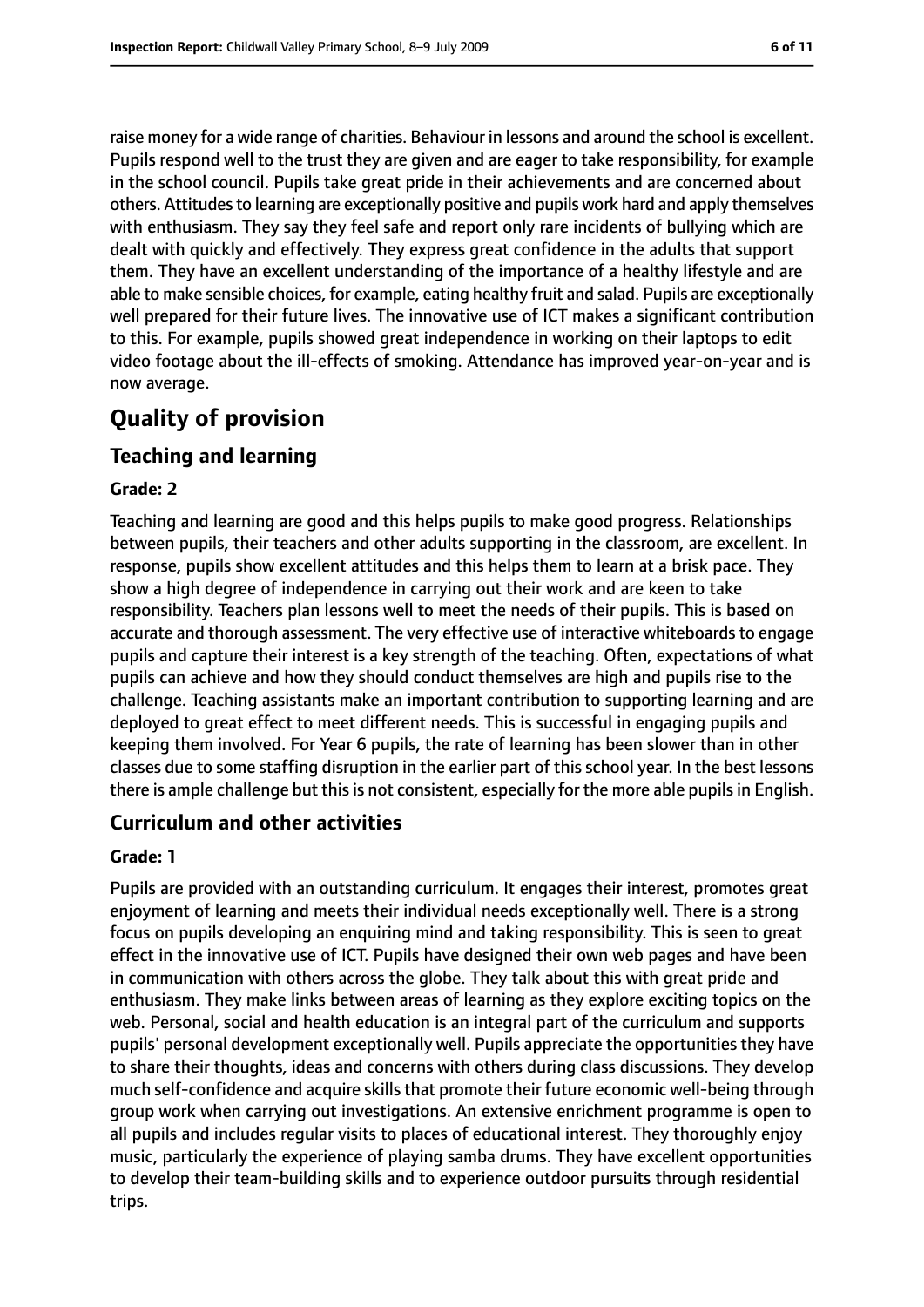raise money for a wide range of charities. Behaviour in lessons and around the school is excellent. Pupils respond well to the trust they are given and are eager to take responsibility, for example in the school council. Pupils take great pride in their achievements and are concerned about others. Attitudes to learning are exceptionally positive and pupils work hard and apply themselves with enthusiasm. They say they feel safe and report only rare incidents of bullying which are dealt with quickly and effectively. They express great confidence in the adults that support them. They have an excellent understanding of the importance of a healthy lifestyle and are able to make sensible choices, for example, eating healthy fruit and salad. Pupils are exceptionally well prepared for their future lives. The innovative use of ICT makes a significant contribution to this. For example, pupils showed great independence in working on their laptops to edit video footage about the ill-effects of smoking. Attendance has improved year-on-year and is now average.

# Quality of provision

## Teaching and learning

### Grade: 2

Teaching and learning are good and this helps pupils to make good progress. Relationships between pupils, their teachers and other adults supporting in the classroom, are excellent. In response, pupils show excellent attitudes and this helps them to learn at a brisk pace. They show a high degree of independence in carrying out their work and are keen to take responsibility. Teachers plan lessons well to meet the needs of their pupils. This is based on accurate and thorough assessment. The very effective use of interactive whiteboards to engage pupils and capture their interest is a key strength of the teaching. Often, expectations of what pupils can achieve and how they should conduct themselves are high and pupils rise to the challenge. Teaching assistants make an important contribution to supporting learning and are deployed to great effect to meet different needs. This is successful in engaging pupils and keeping them involved. For Year 6 pupils, the rate of learning has been slower than in other classes due to some staffing disruption in the earlier part of this school year. In the best lessons there is ample challenge but this is not consistent, especially for the more able pupils in English.

## Curriculum and other activities

### Grade: 1

Pupils are provided with an outstanding curriculum. It engages their interest, promotes great enjoyment of learning and meets their individual needs exceptionally well. There is a strong focus on pupils developing an enquiring mind and taking responsibility. This is seen to great effect in the innovative use of ICT. Pupils have designed their own web pages and have been in communication with others across the globe. They talk about this with great pride and enthusiasm. They make links between areas of learning as they explore exciting topics on the web. Personal, social and health education is an integral part of the curriculum and supports pupils' personal development exceptionally well. Pupils appreciate the opportunities they have to share their thoughts, ideas and concerns with others during class discussions. They develop much self-confidence and acquire skills that promote their future economic well-being through group work when carrying out investigations. An extensive enrichment programme is open to all pupils and includes regular visits to places of educational interest. They thoroughly enjoy music, particularly the experience of playing samba drums. They have excellent opportunities to develop their team-building skills and to experience outdoor pursuits through residential trips.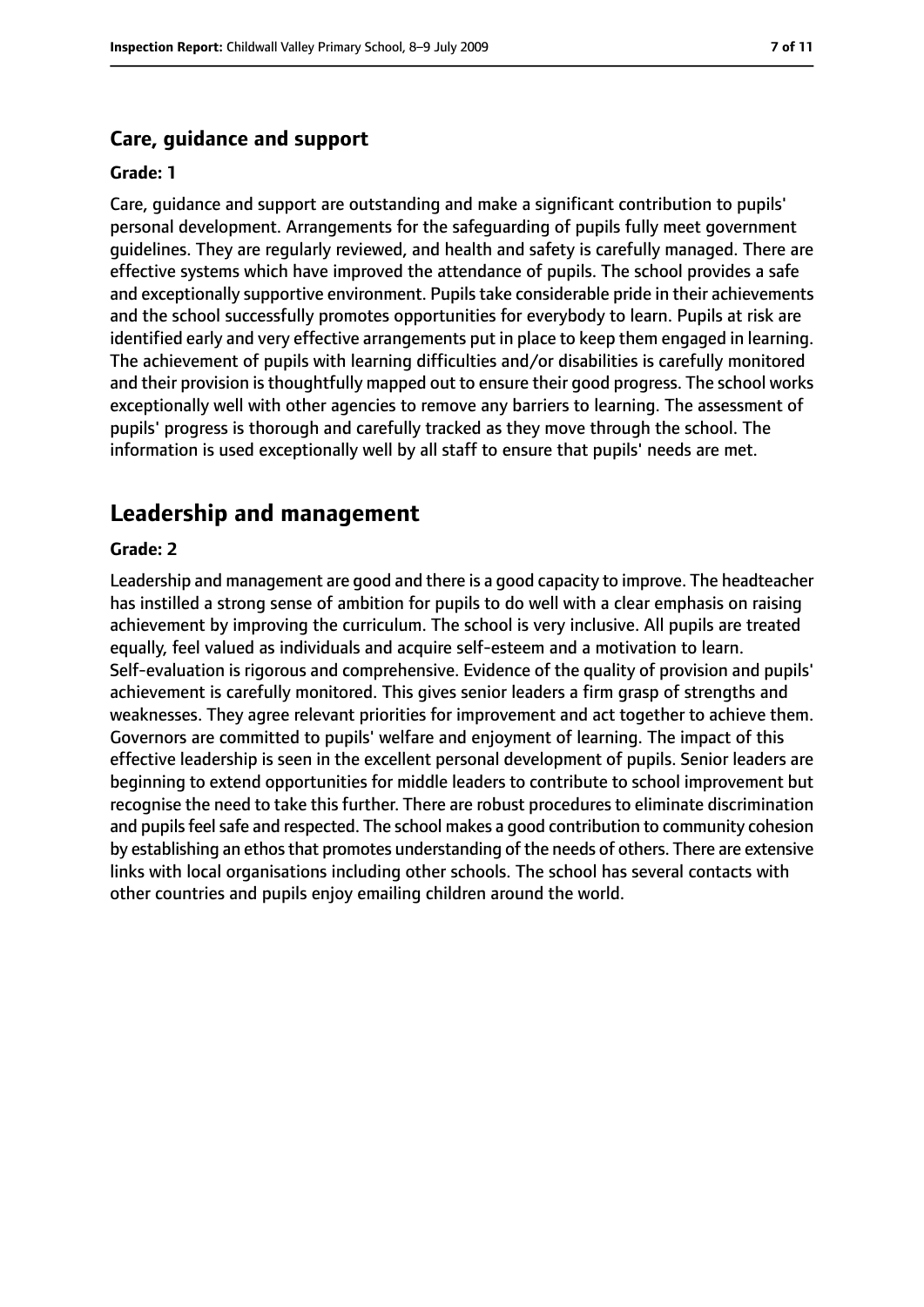### Care, guidance and support

#### Grade: 1

Care, guidance and support are outstanding and make a significant contribution to pupils' personal development. Arrangements for the safeguarding of pupils fully meet government guidelines. They are regularly reviewed, and health and safety is carefully managed. There are effective systems which have improved the attendance of pupils. The school provides a safe and exceptionally supportive environment. Pupils take considerable pride in their achievements and the school successfully promotes opportunities for everybody to learn. Pupils at risk are identified early and very effective arrangements put in place to keep them engaged in learning. The achievement of pupils with learning difficulties and/or disabilities is carefully monitored and their provision is thoughtfully mapped out to ensure their good progress. The school works exceptionally well with other agencies to remove any barriers to learning. The assessment of pupils' progress is thorough and carefully tracked as they move through the school. The information is used exceptionally well by all staff to ensure that pupils' needs are met.

## Leadership and management

#### Grade: 2

Leadership and management are good and there is a good capacity to improve. The headteacher has instilled a strong sense of ambition for pupils to do well with a clear emphasis on raising achievement by improving the curriculum. The school is very inclusive. All pupils are treated equally, feel valued as individuals and acquire self-esteem and a motivation to learn. Self-evaluation is rigorous and comprehensive. Evidence of the quality of provision and pupils' achievement is carefully monitored. This gives senior leaders a firm grasp of strengths and weaknesses. They agree relevant priorities for improvement and act together to achieve them. Governors are committed to pupils' welfare and enjoyment of learning. The impact of this effective leadership is seen in the excellent personal development of pupils. Senior leaders are beginning to extend opportunities for middle leaders to contribute to school improvement but recognise the need to take this further. There are robust procedures to eliminate discrimination and pupils feel safe and respected. The school makes a good contribution to community cohesion by establishing an ethos that promotes understanding of the needs of others. There are extensive links with local organisations including other schools. The school has several contacts with other countries and pupils enjoy emailing children around the world.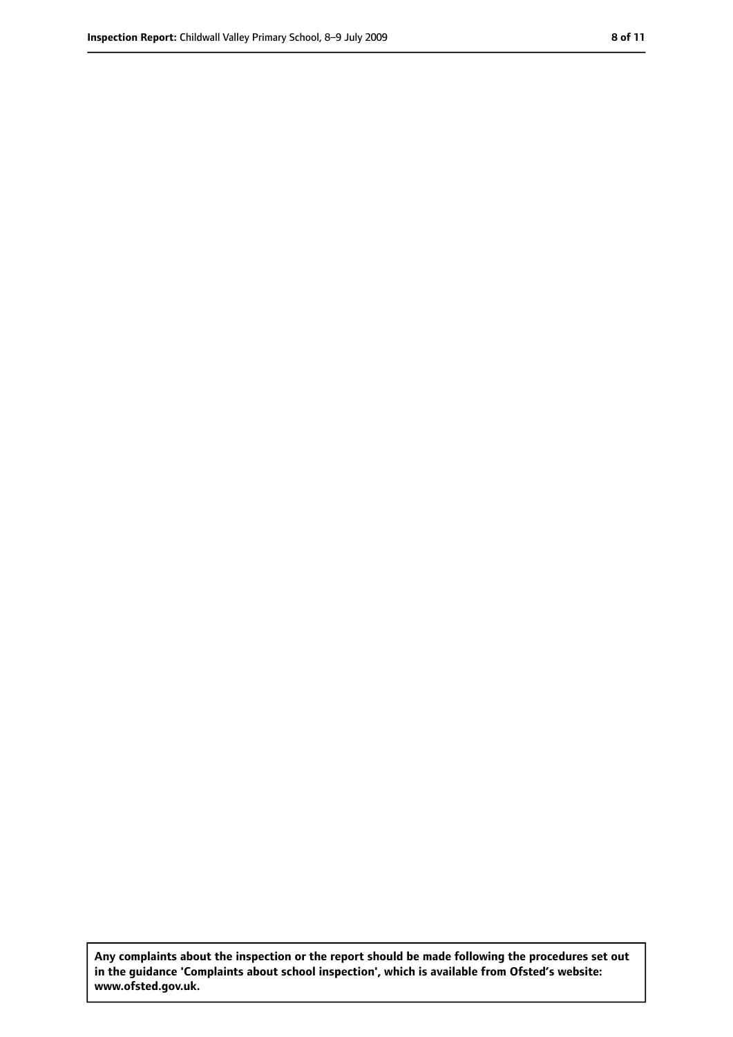**Any complaints about the inspection or the report should be made following the procedures set out in the guidance 'Complaints about school inspection', which is available from Ofsted's website: www.ofsted.gov.uk.**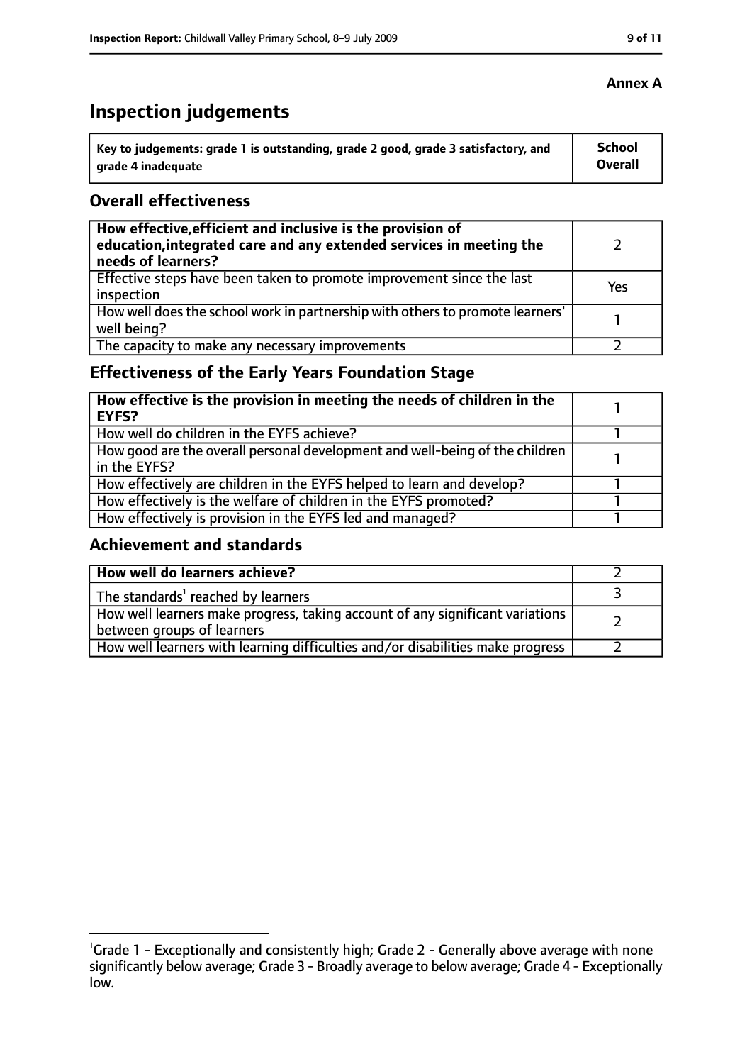**Annex A**

# Inspection judgements

| Key to judgements: grade 1 is outstanding, grade 2 good, grade 3 satisfactory, and grade 4 inadequate | School Overall |
|---|---|

## Overall effectiveness

| | |
|---|---|
| **How effective, efficient and inclusive is the provision of education, integrated care and any extended services in meeting the needs of learners?** | 2 |
| Effective steps have been taken to promote improvement since the last inspection | Yes |
| How well does the school work in partnership with others to promote learners' well being? | 1 |
| The capacity to make any necessary improvements | 2 |

## Effectiveness of the Early Years Foundation Stage

| | |
|---|---|
| **How effective is the provision in meeting the needs of children in the EYFS?** | 1 |
| How well do children in the EYFS achieve? | 1 |
| How good are the overall personal development and well-being of the children in the EYFS? | 1 |
| How effectively are children in the EYFS helped to learn and develop? | 1 |
| How effectively is the welfare of children in the EYFS promoted? | 1 |
| How effectively is provision in the EYFS led and managed? | 1 |

## Achievement and standards

| | |
|---|---|
| **How well do learners achieve?** | 2 |
| The standards[1] reached by learners | 3 |
| How well learners make progress, taking account of any significant variations between groups of learners | 2 |
| How well learners with learning difficulties and/or disabilities make progress | 2 |

[1]Grade 1 - Exceptionally and consistently high; Grade 2 - Generally above average with none significantly below average; Grade 3 - Broadly average to below average; Grade 4 - Exceptionally low.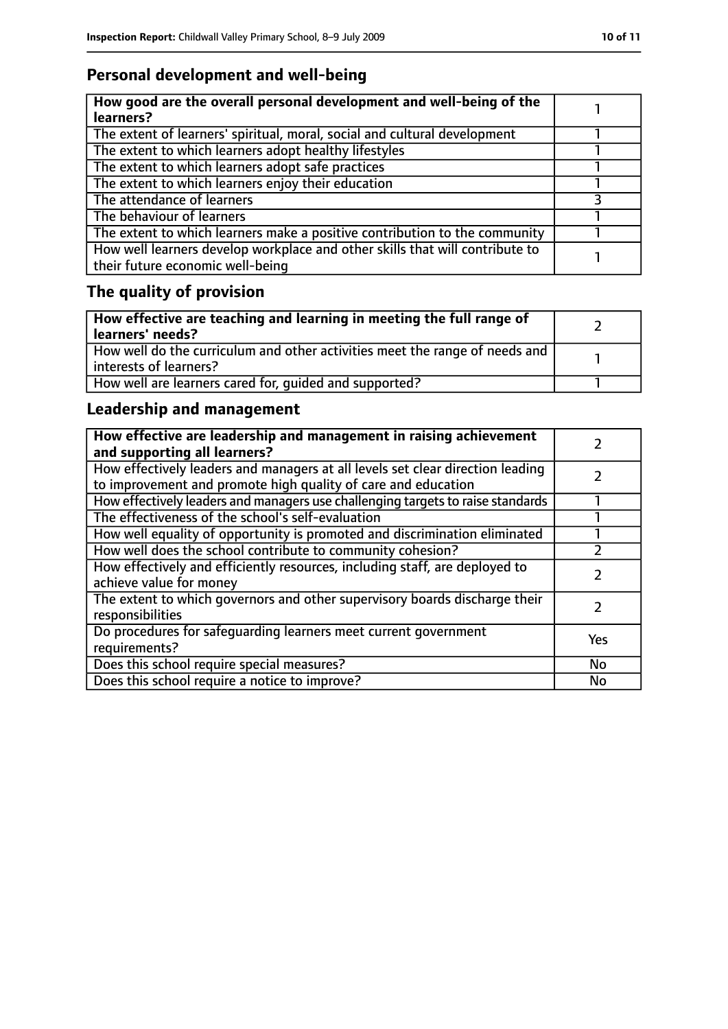## Personal development and well-being

| **How good are the overall personal development and well-being of the learners?** | 1 |
|---|---|
| The extent of learners' spiritual, moral, social and cultural development | 1 |
| The extent to which learners adopt healthy lifestyles | 1 |
| The extent to which learners adopt safe practices | 1 |
| The extent to which learners enjoy their education | 1 |
| The attendance of learners | 3 |
| The behaviour of learners | 1 |
| The extent to which learners make a positive contribution to the community | 1 |
| How well learners develop workplace and other skills that will contribute to their future economic well-being | 1 |

## The quality of provision

| **How effective are teaching and learning in meeting the full range of learners' needs?** | 2 |
|---|---|
| How well do the curriculum and other activities meet the range of needs and interests of learners? | 1 |
| How well are learners cared for, guided and supported? | 1 |

## Leadership and management

| **How effective are leadership and management in raising achievement and supporting all learners?** | 2 |
|---|---|
| How effectively leaders and managers at all levels set clear direction leading to improvement and promote high quality of care and education | 2 |
| How effectively leaders and managers use challenging targets to raise standards | 1 |
| The effectiveness of the school's self-evaluation | 1 |
| How well equality of opportunity is promoted and discrimination eliminated | 1 |
| How well does the school contribute to community cohesion? | 2 |
| How effectively and efficiently resources, including staff, are deployed to achieve value for money | 2 |
| The extent to which governors and other supervisory boards discharge their responsibilities | 2 |
| Do procedures for safeguarding learners meet current government requirements? | Yes |
| Does this school require special measures? | No |
| Does this school require a notice to improve? | No |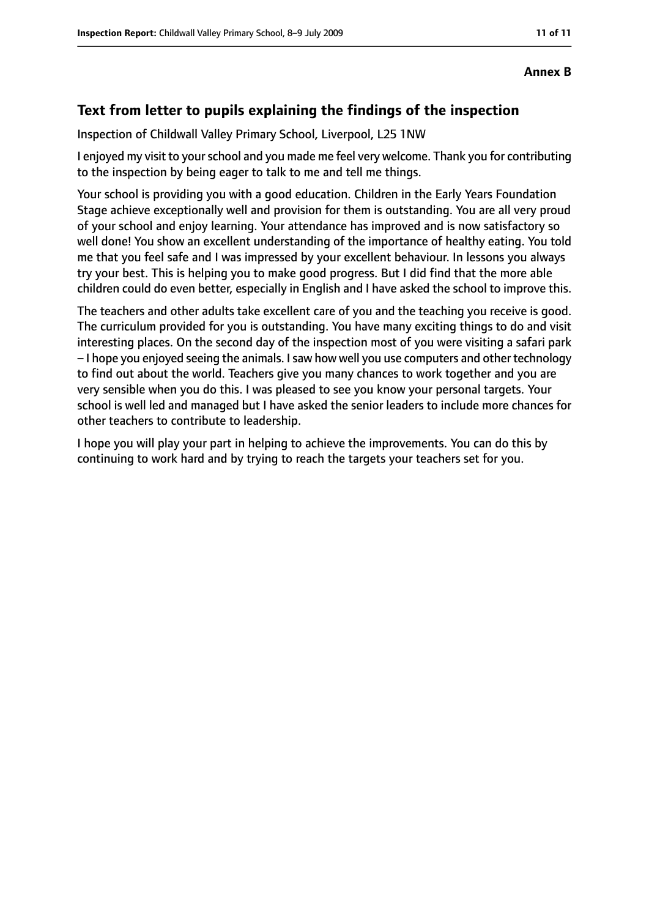**Annex B**

## Text from letter to pupils explaining the findings of the inspection

Inspection of Childwall Valley Primary School, Liverpool, L25 1NW

I enjoyed my visit to your school and you made me feel very welcome. Thank you for contributing to the inspection by being eager to talk to me and tell me things.

Your school is providing you with a good education. Children in the Early Years Foundation Stage achieve exceptionally well and provision for them is outstanding. You are all very proud of your school and enjoy learning. Your attendance has improved and is now satisfactory so well done! You show an excellent understanding of the importance of healthy eating. You told me that you feel safe and I was impressed by your excellent behaviour. In lessons you always try your best. This is helping you to make good progress. But I did find that the more able children could do even better, especially in English and I have asked the school to improve this.

The teachers and other adults take excellent care of you and the teaching you receive is good. The curriculum provided for you is outstanding. You have many exciting things to do and visit interesting places. On the second day of the inspection most of you were visiting a safari park – I hope you enjoyed seeing the animals. I saw how well you use computers and other technology to find out about the world. Teachers give you many chances to work together and you are very sensible when you do this. I was pleased to see you know your personal targets. Your school is well led and managed but I have asked the senior leaders to include more chances for other teachers to contribute to leadership.

I hope you will play your part in helping to achieve the improvements. You can do this by continuing to work hard and by trying to reach the targets your teachers set for you.